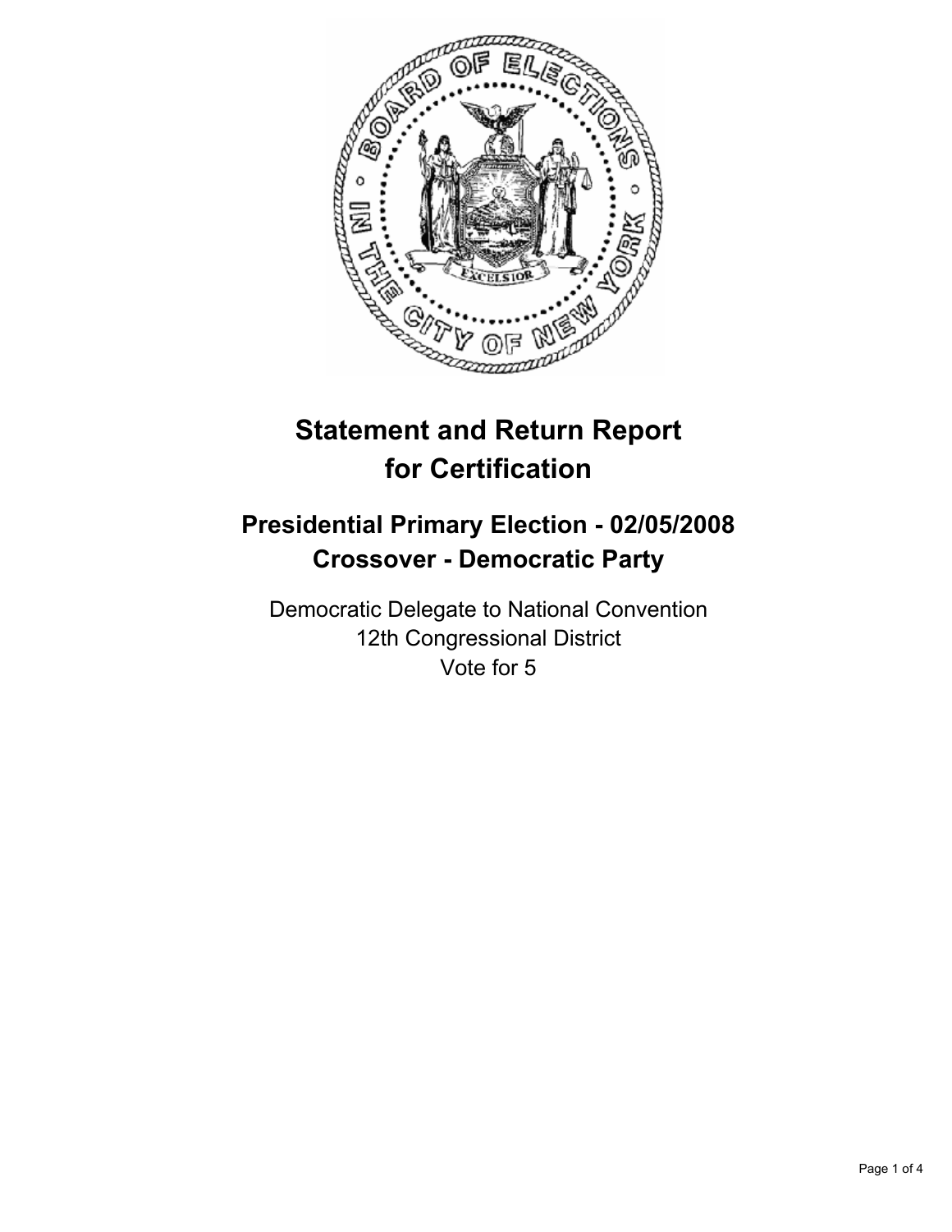# Statement and Return Report for Certification

## Presidential Primary Election - 02/05/2008
## Crossover - Democratic Party

Democratic Delegate to National Convention
12th Congressional District
Vote for 5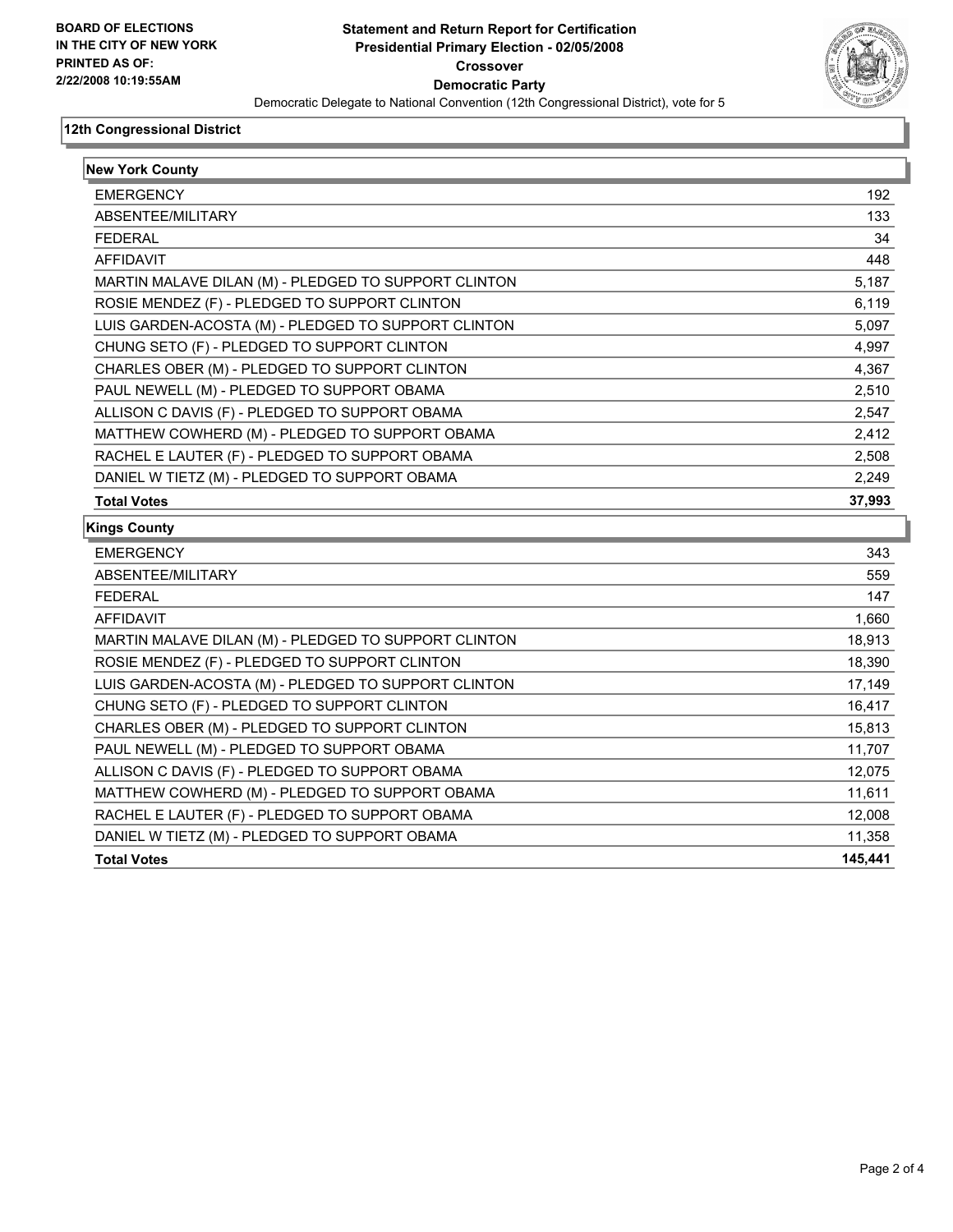**BOARD OF ELECTIONS IN THE CITY OF NEW YORK PRINTED AS OF: 2/22/2008 10:19:55AM**

# Statement and Return Report for Certification
## Presidential Primary Election - 02/05/2008
## Crossover
## Democratic Party
### Democratic Delegate to National Convention (12th Congressional District), vote for 5

**12th Congressional District**

| New York County | |
|---|---|
| EMERGENCY | 192 |
| ABSENTEE/MILITARY | 133 |
| FEDERAL | 34 |
| AFFIDAVIT | 448 |
| MARTIN MALAVE DILAN (M) - PLEDGED TO SUPPORT CLINTON | 5,187 |
| ROSIE MENDEZ (F) - PLEDGED TO SUPPORT CLINTON | 6,119 |
| LUIS GARDEN-ACOSTA (M) - PLEDGED TO SUPPORT CLINTON | 5,097 |
| CHUNG SETO (F) - PLEDGED TO SUPPORT CLINTON | 4,997 |
| CHARLES OBER (M) - PLEDGED TO SUPPORT CLINTON | 4,367 |
| PAUL NEWELL (M) - PLEDGED TO SUPPORT OBAMA | 2,510 |
| ALLISON C DAVIS (F) - PLEDGED TO SUPPORT OBAMA | 2,547 |
| MATTHEW COWHERD (M) - PLEDGED TO SUPPORT OBAMA | 2,412 |
| RACHEL E LAUTER (F) - PLEDGED TO SUPPORT OBAMA | 2,508 |
| DANIEL W TIETZ (M) - PLEDGED TO SUPPORT OBAMA | 2,249 |
| **Total Votes** | **37,993** |

| Kings County | |
|---|---|
| EMERGENCY | 343 |
| ABSENTEE/MILITARY | 559 |
| FEDERAL | 147 |
| AFFIDAVIT | 1,660 |
| MARTIN MALAVE DILAN (M) - PLEDGED TO SUPPORT CLINTON | 18,913 |
| ROSIE MENDEZ (F) - PLEDGED TO SUPPORT CLINTON | 18,390 |
| LUIS GARDEN-ACOSTA (M) - PLEDGED TO SUPPORT CLINTON | 17,149 |
| CHUNG SETO (F) - PLEDGED TO SUPPORT CLINTON | 16,417 |
| CHARLES OBER (M) - PLEDGED TO SUPPORT CLINTON | 15,813 |
| PAUL NEWELL (M) - PLEDGED TO SUPPORT OBAMA | 11,707 |
| ALLISON C DAVIS (F) - PLEDGED TO SUPPORT OBAMA | 12,075 |
| MATTHEW COWHERD (M) - PLEDGED TO SUPPORT OBAMA | 11,611 |
| RACHEL E LAUTER (F) - PLEDGED TO SUPPORT OBAMA | 12,008 |
| DANIEL W TIETZ (M) - PLEDGED TO SUPPORT OBAMA | 11,358 |
| **Total Votes** | **145,441** |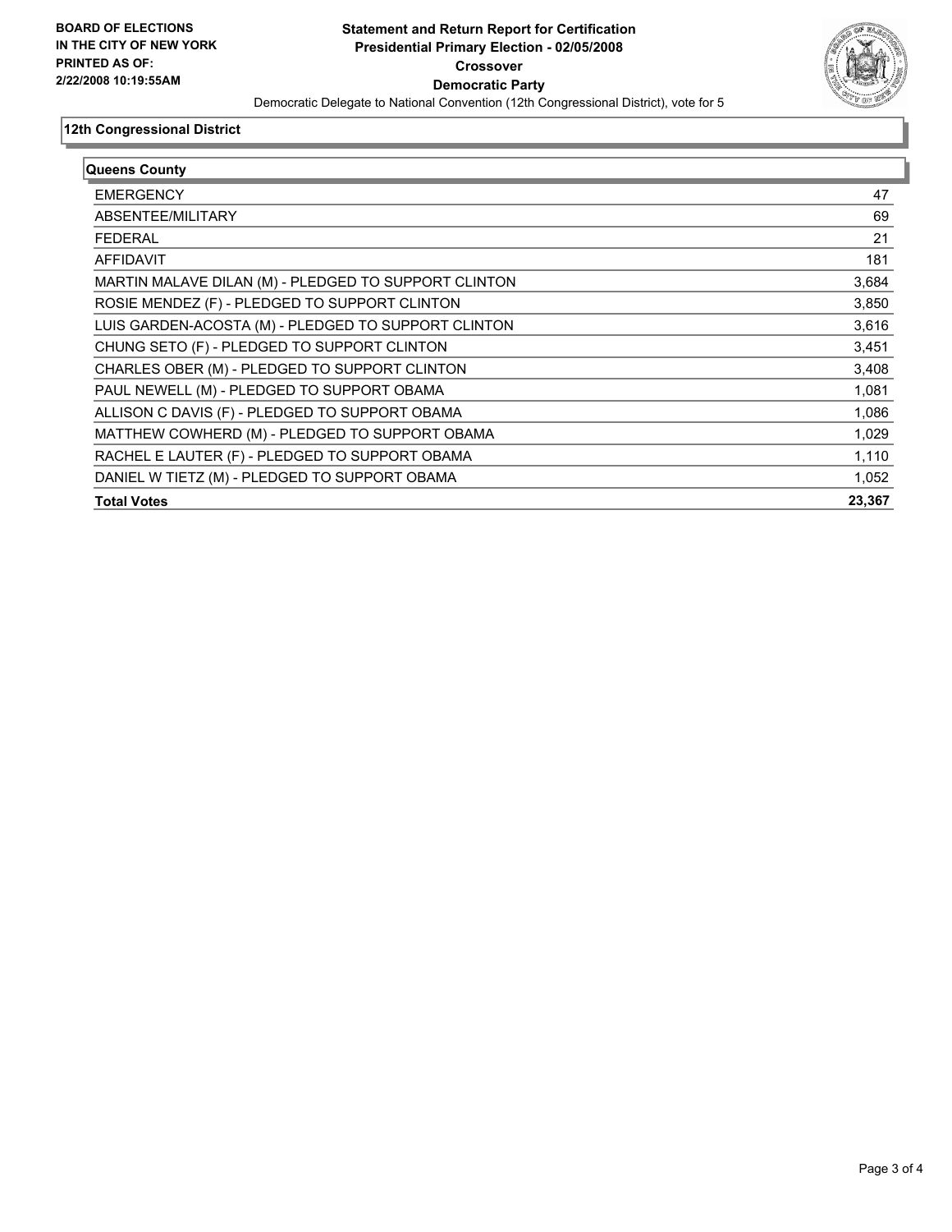**BOARD OF ELECTIONS IN THE CITY OF NEW YORK PRINTED AS OF: 2/22/2008 10:19:55AM**

# Statement and Return Report for Certification
## Presidential Primary Election - 02/05/2008
## Crossover
## Democratic Party

Democratic Delegate to National Convention (12th Congressional District), vote for 5

### 12th Congressional District

| Queens County | |
|---|---|
| EMERGENCY | 47 |
| ABSENTEE/MILITARY | 69 |
| FEDERAL | 21 |
| AFFIDAVIT | 181 |
| MARTIN MALAVE DILAN (M) - PLEDGED TO SUPPORT CLINTON | 3,684 |
| ROSIE MENDEZ (F) - PLEDGED TO SUPPORT CLINTON | 3,850 |
| LUIS GARDEN-ACOSTA (M) - PLEDGED TO SUPPORT CLINTON | 3,616 |
| CHUNG SETO (F) - PLEDGED TO SUPPORT CLINTON | 3,451 |
| CHARLES OBER (M) - PLEDGED TO SUPPORT CLINTON | 3,408 |
| PAUL NEWELL (M) - PLEDGED TO SUPPORT OBAMA | 1,081 |
| ALLISON C DAVIS (F) - PLEDGED TO SUPPORT OBAMA | 1,086 |
| MATTHEW COWHERD (M) - PLEDGED TO SUPPORT OBAMA | 1,029 |
| RACHEL E LAUTER (F) - PLEDGED TO SUPPORT OBAMA | 1,110 |
| DANIEL W TIETZ (M) - PLEDGED TO SUPPORT OBAMA | 1,052 |
| **Total Votes** | **23,367** |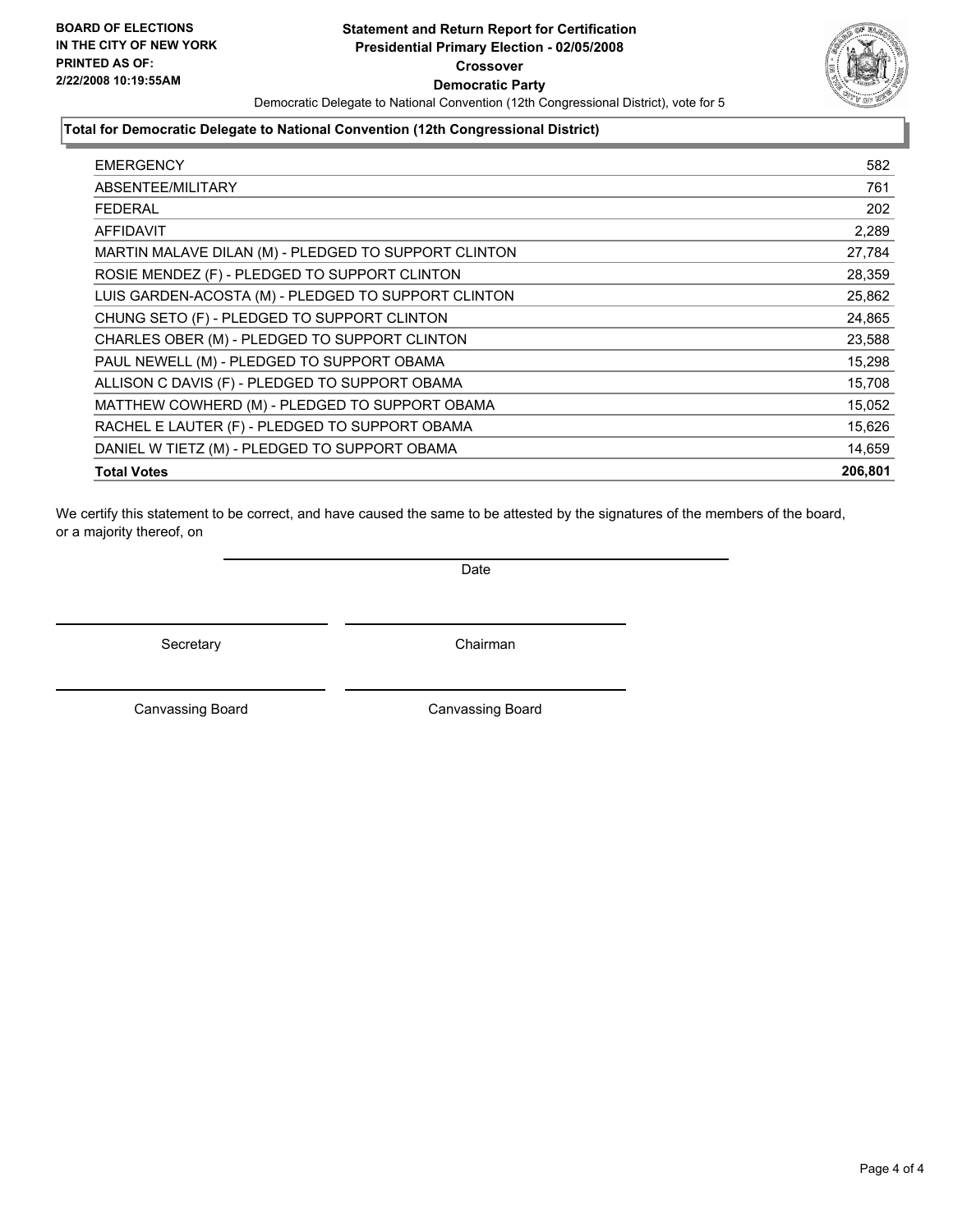**BOARD OF ELECTIONS IN THE CITY OF NEW YORK PRINTED AS OF: 2/22/2008 10:19:55AM**

# Statement and Return Report for Certification
## Presidential Primary Election - 02/05/2008
## Crossover
## Democratic Party

Democratic Delegate to National Convention (12th Congressional District), vote for 5

### Total for Democratic Delegate to National Convention (12th Congressional District)

| | |
|---|---|
| EMERGENCY | 582 |
| ABSENTEE/MILITARY | 761 |
| FEDERAL | 202 |
| AFFIDAVIT | 2,289 |
| MARTIN MALAVE DILAN (M) - PLEDGED TO SUPPORT CLINTON | 27,784 |
| ROSIE MENDEZ (F) - PLEDGED TO SUPPORT CLINTON | 28,359 |
| LUIS GARDEN-ACOSTA (M) - PLEDGED TO SUPPORT CLINTON | 25,862 |
| CHUNG SETO (F) - PLEDGED TO SUPPORT CLINTON | 24,865 |
| CHARLES OBER (M) - PLEDGED TO SUPPORT CLINTON | 23,588 |
| PAUL NEWELL (M) - PLEDGED TO SUPPORT OBAMA | 15,298 |
| ALLISON C DAVIS (F) - PLEDGED TO SUPPORT OBAMA | 15,708 |
| MATTHEW COWHERD (M) - PLEDGED TO SUPPORT OBAMA | 15,052 |
| RACHEL E LAUTER (F) - PLEDGED TO SUPPORT OBAMA | 15,626 |
| DANIEL W TIETZ (M) - PLEDGED TO SUPPORT OBAMA | 14,659 |
| **Total Votes** | **206,801** |

We certify this statement to be correct, and have caused the same to be attested by the signatures of the members of the board, or a majority thereof, on

Date

Secretary

Chairman

Canvassing Board

Canvassing Board